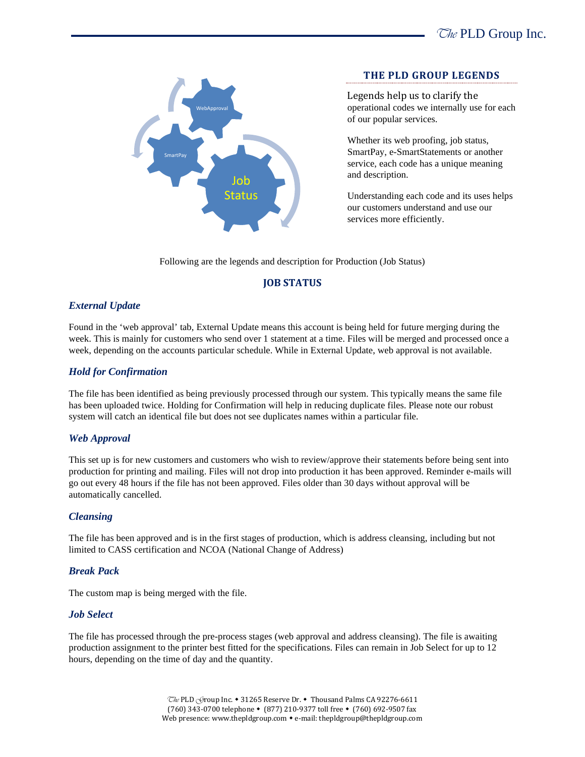## THE PLD GROUP LEGENDS

Legends help us to clarify the operational codes we internally use for each of our popular services.

Whether its web proofing, job status, SmartPay, e-SmartStatements or another service, each code has a unique meaning and description.

Understanding each code and its uses helps our customers understand and use our services more efficiently.

Following are the legends and description for Production (Job Status)

## JOB STATUS

### *External Update*

Found in the 'web approval' tab, External Update means this account is being held for future merging during the week. This is mainly for customers who send over 1 statement at a time. Files will be merged and processed once a week, depending on the accounts particular schedule. While in External Update, web approval is not available.

### *Hold for Confirmation*

The file has been identified as being previously processed through our system. This typically means the same file has been uploaded twice. Holding for Confirmation will help in reducing duplicate files. Please note our robust system will catch an identical file but does not see duplicates names within a particular file.

### *Web Approval*

This set up is for new customers and customers who wish to review/approve their statements before being sent into production for printing and mailing. Files will not drop into production it has been approved. Reminder e-mails will go out every 48 hours if the file has not been approved. Files older than 30 days without approval will be automatically cancelled.

### *Cleansing*

The file has been approved and is in the first stages of production, which is address cleansing, including but not limited to CASS certification and NCOA (National Change of Address)

### *Break Pack*

The custom map is being merged with the file.

### *Job Select*

The file has processed through the pre-process stages (web approval and address cleansing). The file is awaiting production assignment to the printer best fitted for the specifications. Files can remain in Job Select for up to 12 hours, depending on the time of day and the quantity.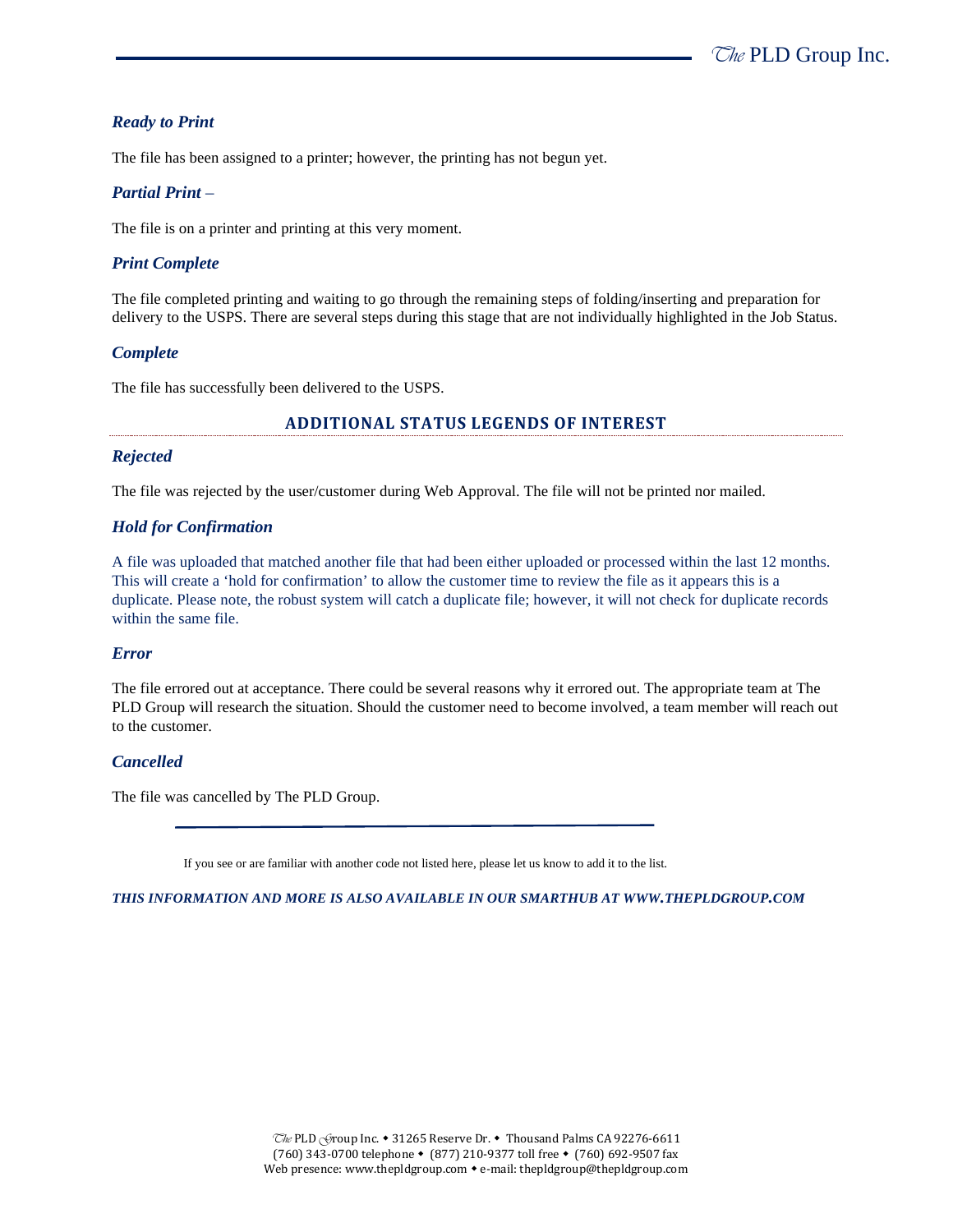### *Ready to Print*

The file has been assigned to a printer; however, the printing has not begun yet.

### *Partial Print –*

The file is on a printer and printing at this very moment.

### *Print Complete*

The file completed printing and waiting to go through the remaining steps of folding/inserting and preparation for delivery to the USPS. There are several steps during this stage that are not individually highlighted in the Job Status.

### *Complete*

The file has successfully been delivered to the USPS.

## ADDITIONAL STATUS LEGENDS OF INTEREST

### *Rejected*

The file was rejected by the user/customer during Web Approval. The file will not be printed nor mailed.

### *Hold for Confirmation*

A file was uploaded that matched another file that had been either uploaded or processed within the last 12 months. This will create a 'hold for confirmation' to allow the customer time to review the file as it appears this is a duplicate. Please note, the robust system will catch a duplicate file; however, it will not check for duplicate records within the same file.

### *Error*

The file errored out at acceptance. There could be several reasons why it errored out. The appropriate team at The PLD Group will research the situation. Should the customer need to become involved, a team member will reach out to the customer.

### *Cancelled*

The file was cancelled by The PLD Group.

---

If you see or are familiar with another code not listed here, please let us know to add it to the list.

***THIS INFORMATION AND MORE IS ALSO AVAILABLE IN OUR SMARTHUB AT WWW.THEPLDGROUP.COM***